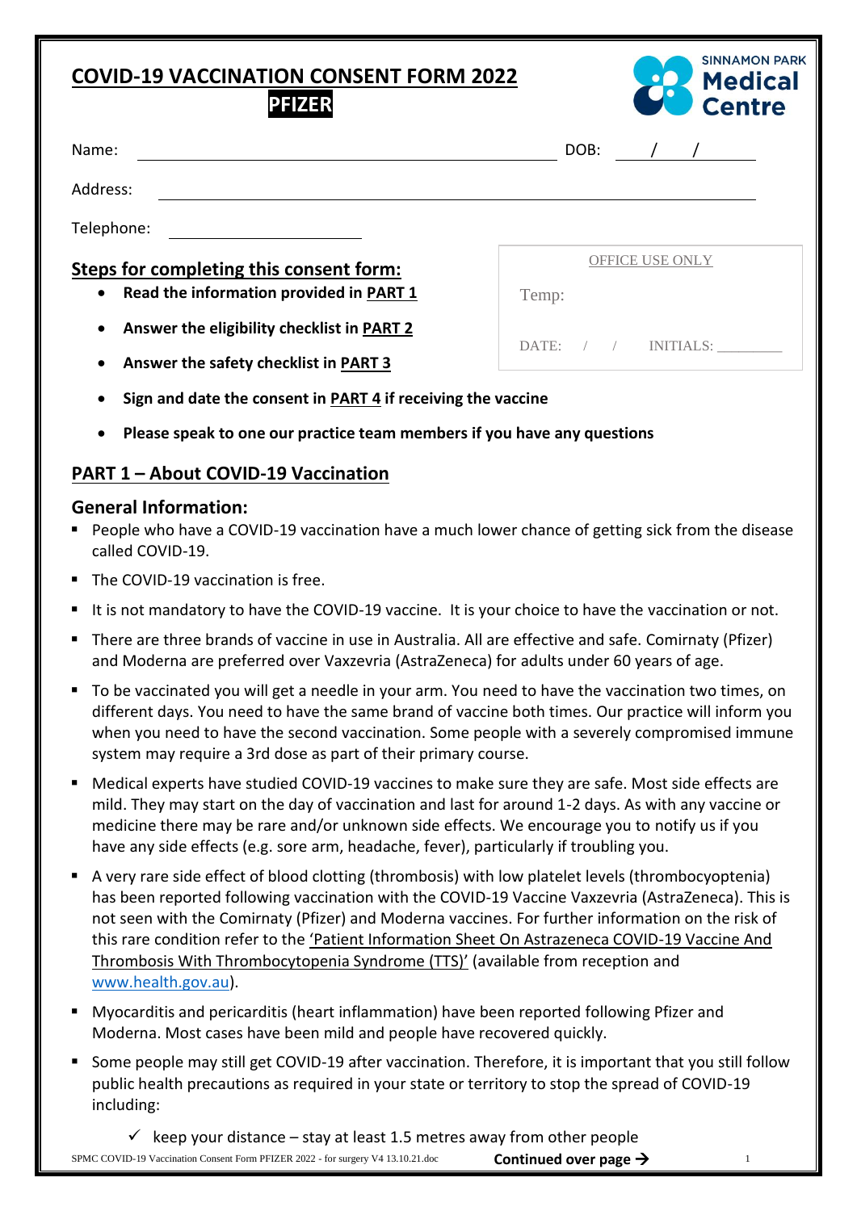# COVID-19 VACCINATION CONSENT FORM 2022

**PFIZER**

SINNAMON PARK **Medical Centre**

Name: ______________________________ DOB: ____/____/____

Address: ______________________________

Telephone: ______________________________

| OFFICE USE ONLY |
|---|
| Temp: |
| DATE: / / INITIALS: ________ |

## Steps for completing this consent form:

- **Read the information provided in PART 1**
- **Answer the eligibility checklist in PART 2**
- **Answer the safety checklist in PART 3**
- **Sign and date the consent in PART 4 if receiving the vaccine**
- **Please speak to one our practice team members if you have any questions**

## PART 1 – About COVID-19 Vaccination

### General Information:

- People who have a COVID-19 vaccination have a much lower chance of getting sick from the disease called COVID-19.
- The COVID-19 vaccination is free.
- It is not mandatory to have the COVID-19 vaccine. It is your choice to have the vaccination or not.
- There are three brands of vaccine in use in Australia. All are effective and safe. Comirnaty (Pfizer) and Moderna are preferred over Vaxzevria (AstraZeneca) for adults under 60 years of age.
- To be vaccinated you will get a needle in your arm. You need to have the vaccination two times, on different days. You need to have the same brand of vaccine both times. Our practice will inform you when you need to have the second vaccination. Some people with a severely compromised immune system may require a 3rd dose as part of their primary course.
- Medical experts have studied COVID-19 vaccines to make sure they are safe. Most side effects are mild. They may start on the day of vaccination and last for around 1-2 days. As with any vaccine or medicine there may be rare and/or unknown side effects. We encourage you to notify us if you have any side effects (e.g. sore arm, headache, fever), particularly if troubling you.
- A very rare side effect of blood clotting (thrombosis) with low platelet levels (thrombocyoptenia) has been reported following vaccination with the COVID-19 Vaccine Vaxzevria (AstraZeneca). This is not seen with the Comirnaty (Pfizer) and Moderna vaccines. For further information on the risk of this rare condition refer to the 'Patient Information Sheet On Astrazeneca COVID-19 Vaccine And Thrombosis With Thrombocytopenia Syndrome (TTS)' (available from reception and www.health.gov.au).
- Myocarditis and pericarditis (heart inflammation) have been reported following Pfizer and Moderna. Most cases have been mild and people have recovered quickly.
- Some people may still get COVID-19 after vaccination. Therefore, it is important that you still follow public health precautions as required in your state or territory to stop the spread of COVID-19 including:
  - ✓ keep your distance – stay at least 1.5 metres away from other people

**Continued over page →**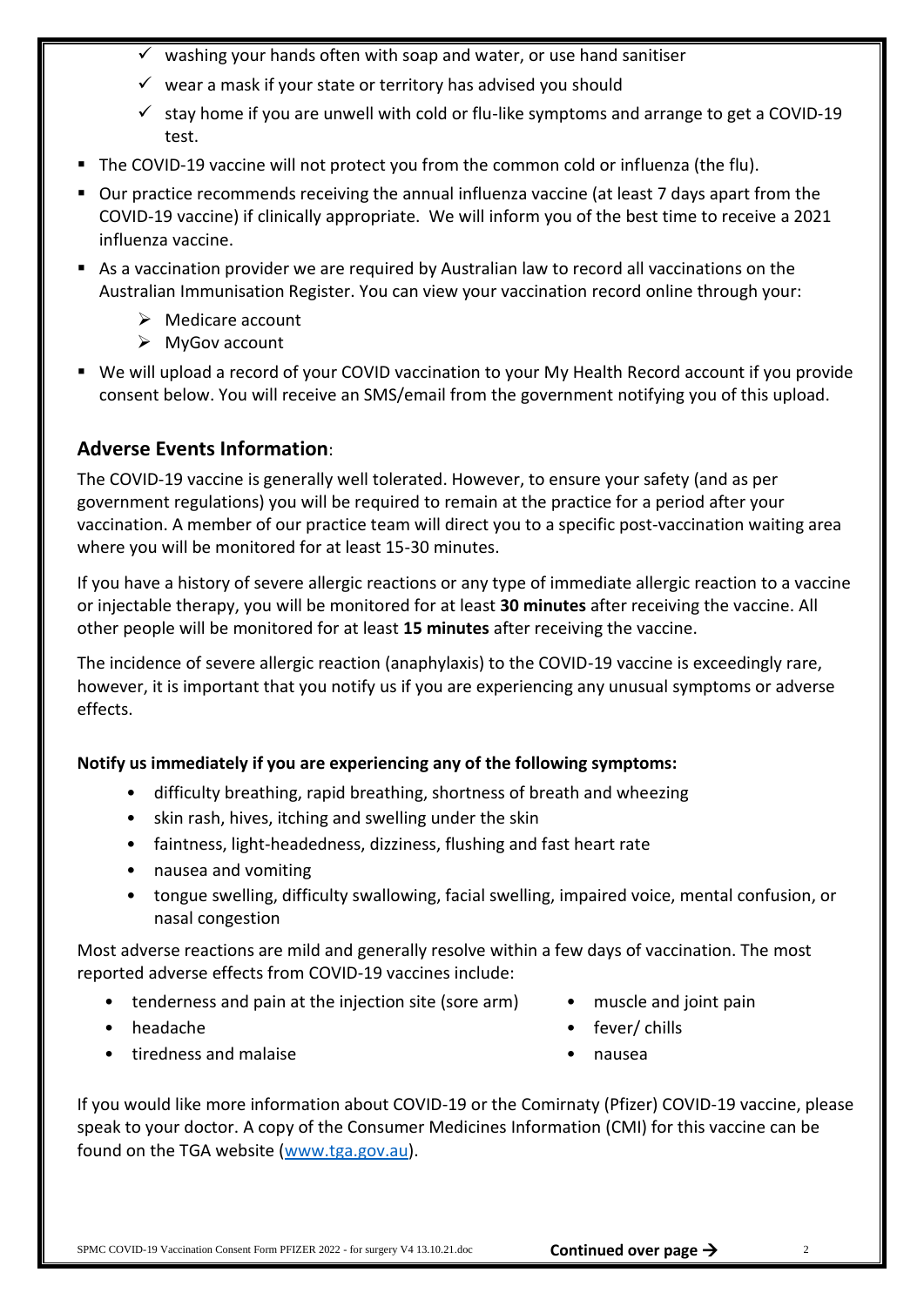- ✓ washing your hands often with soap and water, or use hand sanitiser
- ✓ wear a mask if your state or territory has advised you should
- ✓ stay home if you are unwell with cold or flu-like symptoms and arrange to get a COVID-19 test.

- The COVID-19 vaccine will not protect you from the common cold or influenza (the flu).
- Our practice recommends receiving the annual influenza vaccine (at least 7 days apart from the COVID-19 vaccine) if clinically appropriate. We will inform you of the best time to receive a 2021 influenza vaccine.
- As a vaccination provider we are required by Australian law to record all vaccinations on the Australian Immunisation Register. You can view your vaccination record online through your:
  - Medicare account
  - MyGov account
- We will upload a record of your COVID vaccination to your My Health Record account if you provide consent below. You will receive an SMS/email from the government notifying you of this upload.

## Adverse Events Information:

The COVID-19 vaccine is generally well tolerated. However, to ensure your safety (and as per government regulations) you will be required to remain at the practice for a period after your vaccination. A member of our practice team will direct you to a specific post-vaccination waiting area where you will be monitored for at least 15-30 minutes.

If you have a history of severe allergic reactions or any type of immediate allergic reaction to a vaccine or injectable therapy, you will be monitored for at least **30 minutes** after receiving the vaccine. All other people will be monitored for at least **15 minutes** after receiving the vaccine.

The incidence of severe allergic reaction (anaphylaxis) to the COVID-19 vaccine is exceedingly rare, however, it is important that you notify us if you are experiencing any unusual symptoms or adverse effects.

**Notify us immediately if you are experiencing any of the following symptoms:**

- difficulty breathing, rapid breathing, shortness of breath and wheezing
- skin rash, hives, itching and swelling under the skin
- faintness, light-headedness, dizziness, flushing and fast heart rate
- nausea and vomiting
- tongue swelling, difficulty swallowing, facial swelling, impaired voice, mental confusion, or nasal congestion

Most adverse reactions are mild and generally resolve within a few days of vaccination. The most reported adverse effects from COVID-19 vaccines include:

- tenderness and pain at the injection site (sore arm)
- headache
- tiredness and malaise
- muscle and joint pain
- fever/ chills
- nausea

If you would like more information about COVID-19 or the Comirnaty (Pfizer) COVID-19 vaccine, please speak to your doctor. A copy of the Consumer Medicines Information (CMI) for this vaccine can be found on the TGA website (www.tga.gov.au).

**Continued over page →**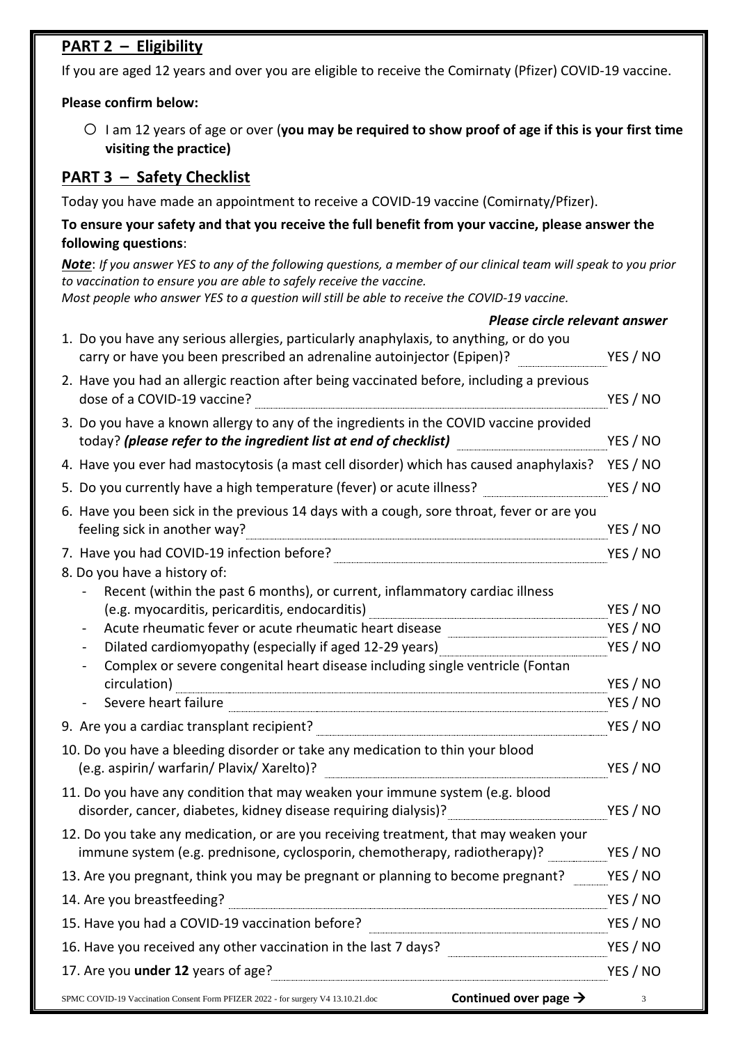## PART 2 – Eligibility

If you are aged 12 years and over you are eligible to receive the Comirnaty (Pfizer) COVID-19 vaccine.

**Please confirm below:**

- ○ I am 12 years of age or over (**you may be required to show proof of age if this is your first time visiting the practice)**

## PART 3 – Safety Checklist

Today you have made an appointment to receive a COVID-19 vaccine (Comirnaty/Pfizer).

**To ensure your safety and that you receive the full benefit from your vaccine, please answer the following questions**:

***Note***: *If you answer YES to any of the following questions, a member of our clinical team will speak to you prior to vaccination to ensure you are able to safely receive the vaccine.*
*Most people who answer YES to a question will still be able to receive the COVID-19 vaccine.*

| | ***Please circle relevant answer*** |
|---|---|
| 1. Do you have any serious allergies, particularly anaphylaxis, to anything, or do you carry or have you been prescribed an adrenaline autoinjector (Epipen)? | YES / NO |
| 2. Have you had an allergic reaction after being vaccinated before, including a previous dose of a COVID-19 vaccine? | YES / NO |
| 3. Do you have a known allergy to any of the ingredients in the COVID vaccine provided today? ***(please refer to the ingredient list at end of checklist)*** | YES / NO |
| 4. Have you ever had mastocytosis (a mast cell disorder) which has caused anaphylaxis? | YES / NO |
| 5. Do you currently have a high temperature (fever) or acute illness? | YES / NO |
| 6. Have you been sick in the previous 14 days with a cough, sore throat, fever or are you feeling sick in another way? | YES / NO |
| 7. Have you had COVID-19 infection before? | YES / NO |
| 8. Do you have a history of: | |
| - Recent (within the past 6 months), or current, inflammatory cardiac illness (e.g. myocarditis, pericarditis, endocarditis) | YES / NO |
| - Acute rheumatic fever or acute rheumatic heart disease | YES / NO |
| - Dilated cardiomyopathy (especially if aged 12-29 years) | YES / NO |
| - Complex or severe congenital heart disease including single ventricle (Fontan circulation) | YES / NO |
| - Severe heart failure | YES / NO |
| 9. Are you a cardiac transplant recipient? | YES / NO |
| 10. Do you have a bleeding disorder or take any medication to thin your blood (e.g. aspirin/ warfarin/ Plavix/ Xarelto)? | YES / NO |
| 11. Do you have any condition that may weaken your immune system (e.g. blood disorder, cancer, diabetes, kidney disease requiring dialysis)? | YES / NO |
| 12. Do you take any medication, or are you receiving treatment, that may weaken your immune system (e.g. prednisone, cyclosporin, chemotherapy, radiotherapy)? | YES / NO |
| 13. Are you pregnant, think you may be pregnant or planning to become pregnant? | YES / NO |
| 14. Are you breastfeeding? | YES / NO |
| 15. Have you had a COVID-19 vaccination before? | YES / NO |
| 16. Have you received any other vaccination in the last 7 days? | YES / NO |
| 17. Are you **under 12** years of age? | YES / NO |

**Continued over page →**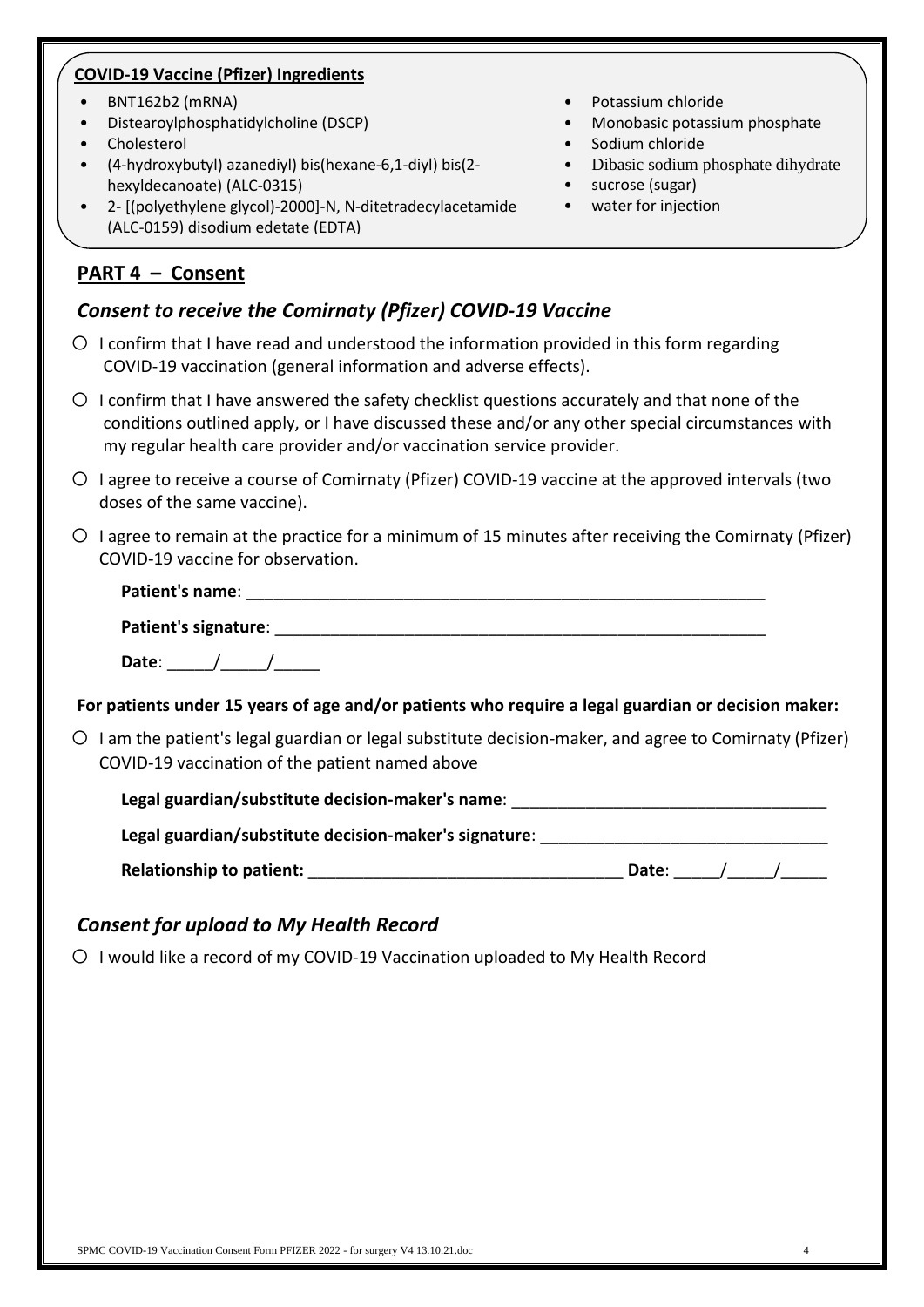**COVID-19 Vaccine (Pfizer) Ingredients**

- BNT162b2 (mRNA)
- Distearoylphosphatidylcholine (DSCP)
- Cholesterol
- (4-hydroxybutyl) azanediyl) bis(hexane-6,1-diyl) bis(2-hexyldecanoate) (ALC-0315)
- 2- [(polyethylene glycol)-2000]-N, N-ditetradecylacetamide (ALC-0159) disodium edetate (EDTA)
- Potassium chloride
- Monobasic potassium phosphate
- Sodium chloride
- Dibasic sodium phosphate dihydrate
- sucrose (sugar)
- water for injection

## PART 4 – Consent

### *Consent to receive the Comirnaty (Pfizer) COVID-19 Vaccine*

○ I confirm that I have read and understood the information provided in this form regarding COVID-19 vaccination (general information and adverse effects).

○ I confirm that I have answered the safety checklist questions accurately and that none of the conditions outlined apply, or I have discussed these and/or any other special circumstances with my regular health care provider and/or vaccination service provider.

○ I agree to receive a course of Comirnaty (Pfizer) COVID-19 vaccine at the approved intervals (two doses of the same vaccine).

○ I agree to remain at the practice for a minimum of 15 minutes after receiving the Comirnaty (Pfizer) COVID-19 vaccine for observation.

**Patient's name**: ___________________________________________________________

**Patient's signature**: ________________________________________________________

**Date**: _____/_____/_____

**For patients under 15 years of age and/or patients who require a legal guardian or decision maker:**

○ I am the patient's legal guardian or legal substitute decision-maker, and agree to Comirnaty (Pfizer) COVID-19 vaccination of the patient named above

**Legal guardian/substitute decision-maker's name**: __________________________________

**Legal guardian/substitute decision-maker's signature**: _______________________________

**Relationship to patient:** __________________________________ **Date**: _____/_____/_____

### *Consent for upload to My Health Record*

○ I would like a record of my COVID-19 Vaccination uploaded to My Health Record